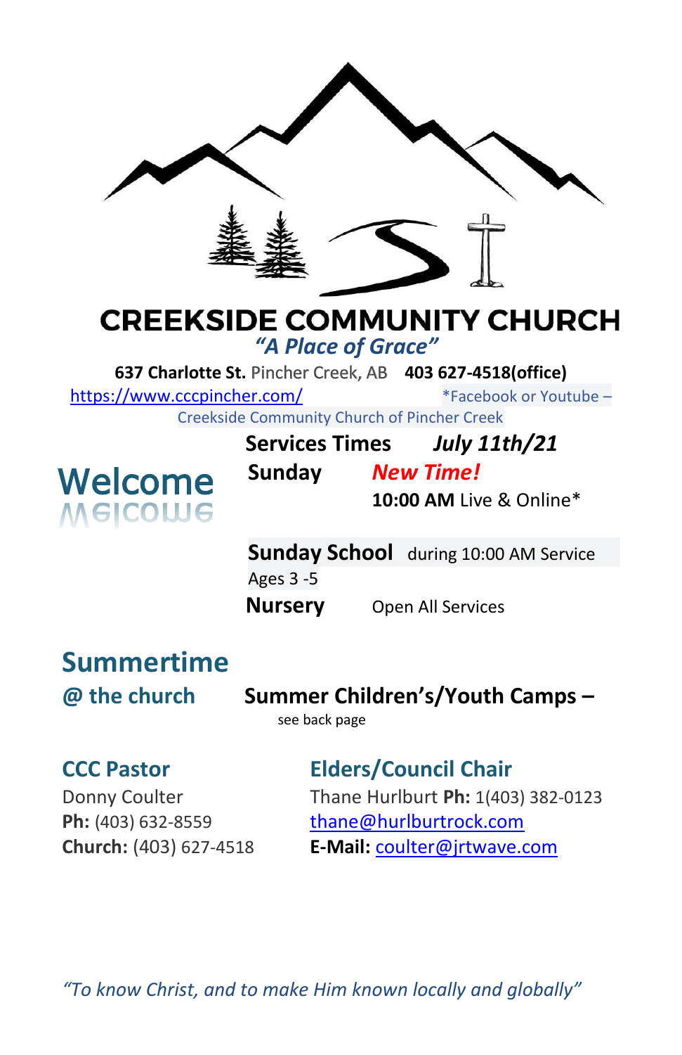# CREEKSIDE COMMUNITY CHURCH

*"A Place of Grace"*

**637 Charlotte St.** Pincher Creek, AB **403 627-4518(office)**

https://www.cccpincher.com/ *Facebook or Youtube – Creekside Community Church of Pincher Creek

## Welcome

**Services Times** ***July 11th/21***

**Sunday** ***New Time!***

**10:00 AM** Live & Online*

**Sunday School** during 10:00 AM Service

Ages 3 -5

**Nursery** Open All Services

## Summertime

### @ the church

**Summer Children's/Youth Camps –**

see back page

### CCC Pastor

Donny Coulter

**Ph:** (403) 632-8559

**Church:** (403) 627-4518

### Elders/Council Chair

Thane Hurlburt **Ph:** 1(403) 382-0123

thane@hurlburtrock.com

**E-Mail:** coulter@jrtwave.com

*"To know Christ, and to make Him known locally and globally"*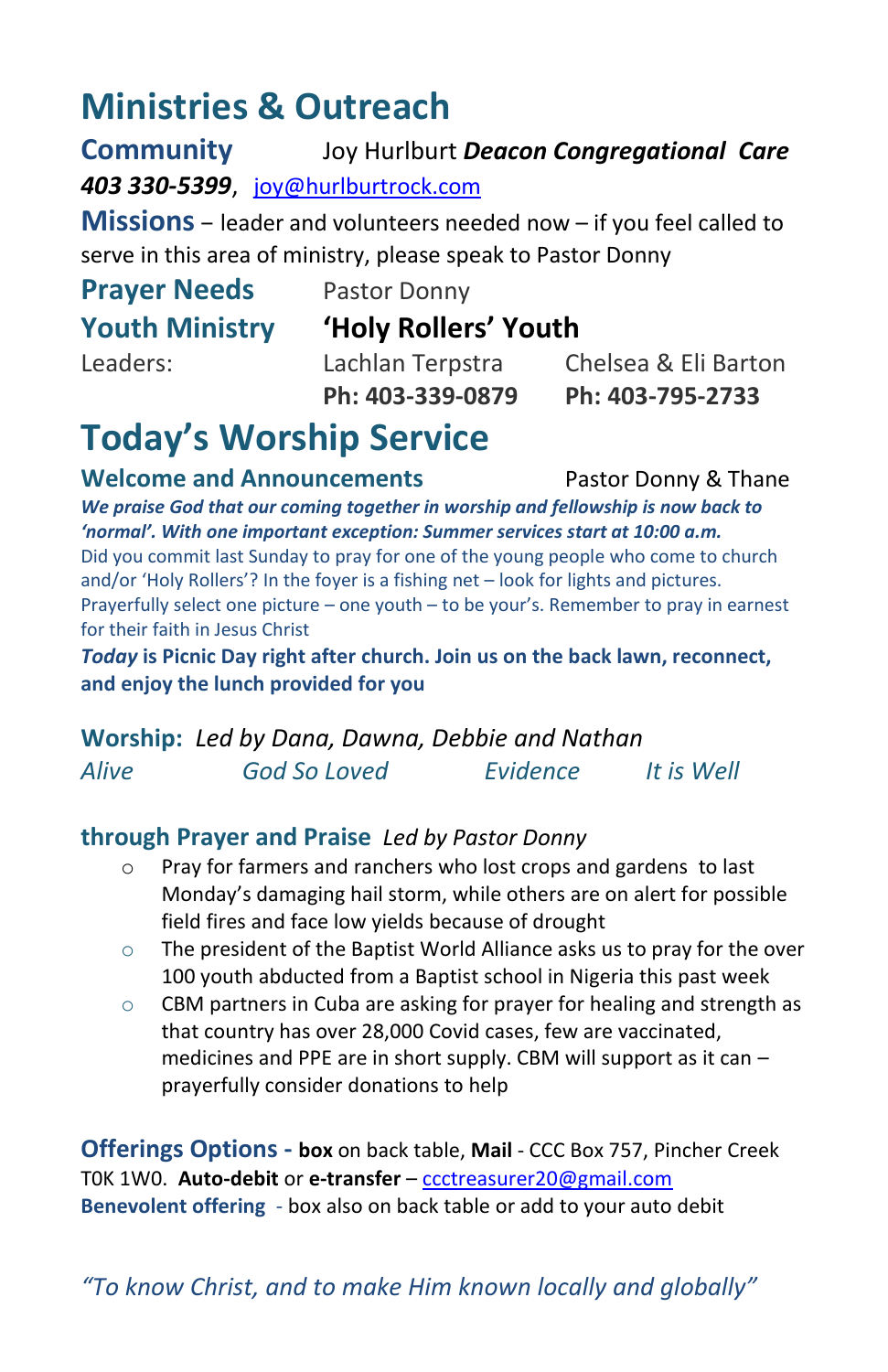# Ministries & Outreach

**Community** Joy Hurlburt ***Deacon Congregational Care***
***403 330-5399***, joy@hurlburtrock.com

**Missions** – leader and volunteers needed now – if you feel called to serve in this area of ministry, please speak to Pastor Donny

**Prayer Needs** Pastor Donny

**Youth Ministry** **'Holy Rollers' Youth**

| Leaders: | Lachlan Terpstra | Chelsea & Eli Barton |
|---|---|---|
| | **Ph: 403-339-0879** | **Ph: 403-795-2733** |

# Today's Worship Service

**Welcome and Announcements** Pastor Donny & Thane

***We praise God that our coming together in worship and fellowship is now back to 'normal'. With one important exception: Summer services start at 10:00 a.m.***

Did you commit last Sunday to pray for one of the young people who come to church and/or 'Holy Rollers'? In the foyer is a fishing net – look for lights and pictures. Prayerfully select one picture – one youth – to be your's. Remember to pray in earnest for their faith in Jesus Christ

***Today* is Picnic Day right after church. Join us on the back lawn, reconnect, and enjoy the lunch provided for you**

**Worship:** *Led by Dana, Dawna, Debbie and Nathan*

*Alive* *God So Loved* *Evidence* *It is Well*

**through Prayer and Praise** *Led by Pastor Donny*

- Pray for farmers and ranchers who lost crops and gardens to last Monday's damaging hail storm, while others are on alert for possible field fires and face low yields because of drought
- The president of the Baptist World Alliance asks us to pray for the over 100 youth abducted from a Baptist school in Nigeria this past week
- CBM partners in Cuba are asking for prayer for healing and strength as that country has over 28,000 Covid cases, few are vaccinated, medicines and PPE are in short supply. CBM will support as it can – prayerfully consider donations to help

**Offerings Options - box** on back table, **Mail** - CCC Box 757, Pincher Creek T0K 1W0. **Auto-debit** or **e-transfer** – ccctreasurer20@gmail.com
**Benevolent offering** - box also on back table or add to your auto debit

*"To know Christ, and to make Him known locally and globally"*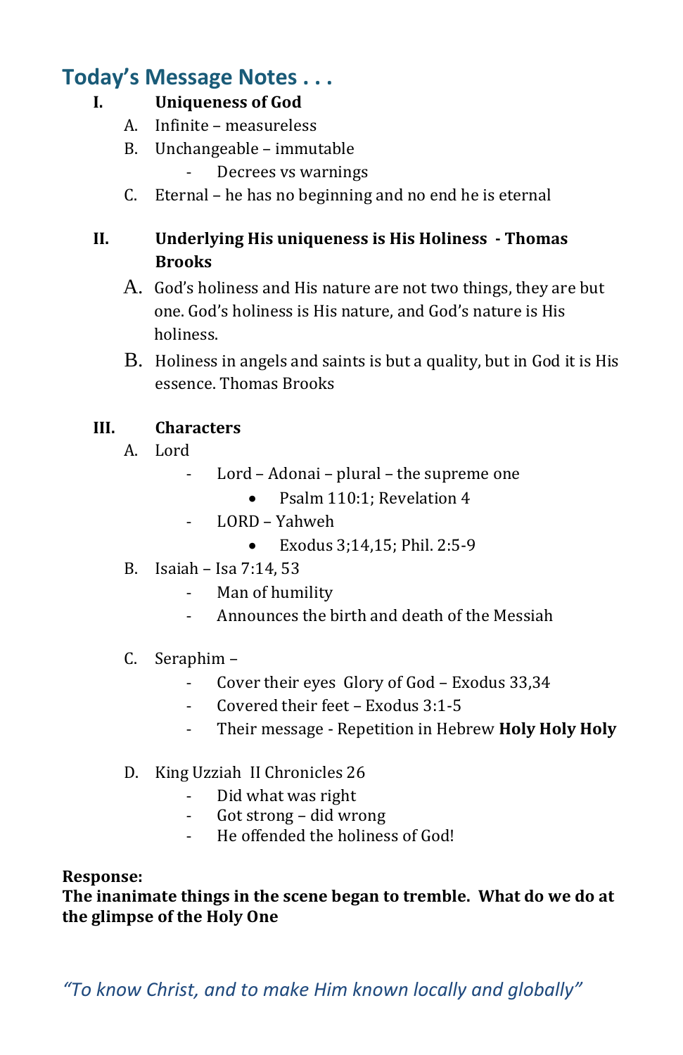## Today's Message Notes . . .

**I. Uniqueness of God**

A. Infinite – measureless

B. Unchangeable – immutable

- Decrees vs warnings

C. Eternal – he has no beginning and no end he is eternal

**II. Underlying His uniqueness is His Holiness - Thomas Brooks**

A. God's holiness and His nature are not two things, they are but one. God's holiness is His nature, and God's nature is His holiness.

B. Holiness in angels and saints is but a quality, but in God it is His essence. Thomas Brooks

**III. Characters**

A. Lord

- Lord – Adonai – plural – the supreme one
  - Psalm 110:1; Revelation 4
- LORD – Yahweh
  - Exodus 3;14,15; Phil. 2:5-9

B. Isaiah – Isa 7:14, 53

- Man of humility
- Announces the birth and death of the Messiah

C. Seraphim –

- Cover their eyes Glory of God – Exodus 33,34
- Covered their feet – Exodus 3:1-5
- Their message - Repetition in Hebrew **Holy Holy Holy**

D. King Uzziah II Chronicles 26

- Did what was right
- Got strong – did wrong
- He offended the holiness of God!

**Response:**

**The inanimate things in the scene began to tremble. What do we do at the glimpse of the Holy One**

*"To know Christ, and to make Him known locally and globally"*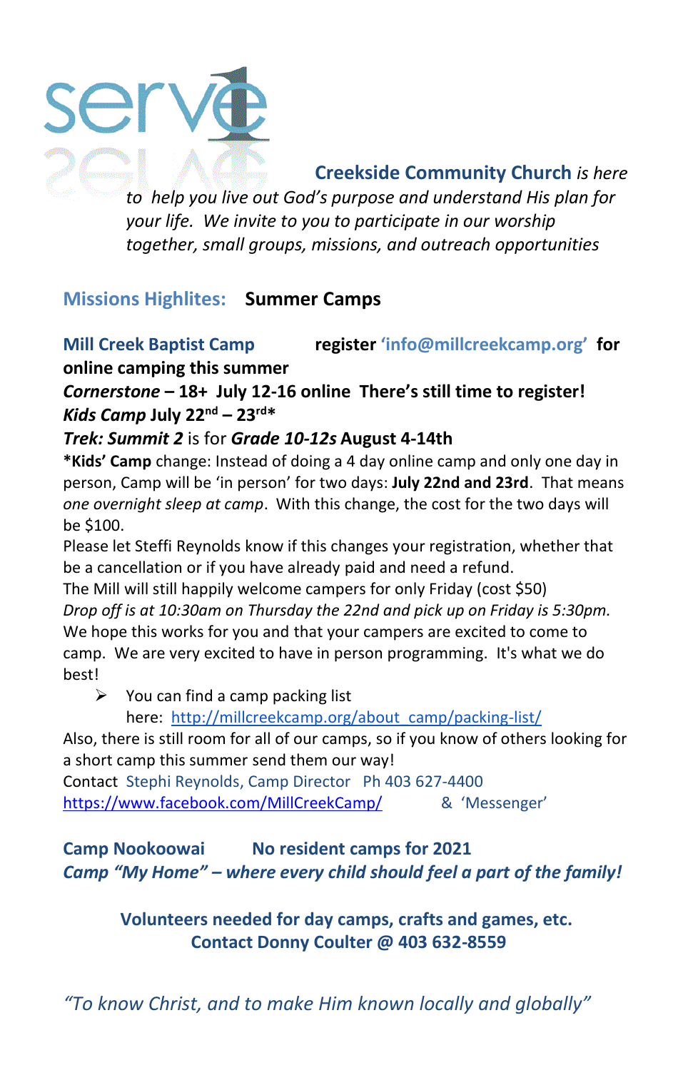serve

**Creekside Community Church** *is here to help you live out God's purpose and understand His plan for your life. We invite to you to participate in our worship together, small groups, missions, and outreach opportunities*

## Missions Highlites: Summer Camps

**Mill Creek Baptist Camp** **register 'info@millcreekcamp.org' for online camping this summer**

***Cornerstone* – 18+ July 12-16 online There's still time to register!**

***Kids Camp* July 22nd – 23rd\***

***Trek: Summit 2* is for *Grade 10-12s* August 4-14th**

**\*Kids' Camp** change: Instead of doing a 4 day online camp and only one day in person, Camp will be 'in person' for two days: **July 22nd and 23rd**. That means *one overnight sleep at camp*. With this change, the cost for the two days will be $100.

Please let Steffi Reynolds know if this changes your registration, whether that be a cancellation or if you have already paid and need a refund.

The Mill will still happily welcome campers for only Friday (cost $50)

*Drop off is at 10:30am on Thursday the 22nd and pick up on Friday is 5:30pm.*

We hope this works for you and that your campers are excited to come to camp. We are very excited to have in person programming. It's what we do best!

- You can find a camp packing list here: http://millcreekcamp.org/about_camp/packing-list/

Also, there is still room for all of our camps, so if you know of others looking for a short camp this summer send them our way!

Contact Stephi Reynolds, Camp Director Ph 403 627-4400

https://www.facebook.com/MillCreekCamp/ & 'Messenger'

**Camp Nookoowai** **No resident camps for 2021**

***Camp "My Home" – where every child should feel a part of the family!***

**Volunteers needed for day camps, crafts and games, etc.**
**Contact Donny Coulter @ 403 632-8559**

*"To know Christ, and to make Him known locally and globally"*